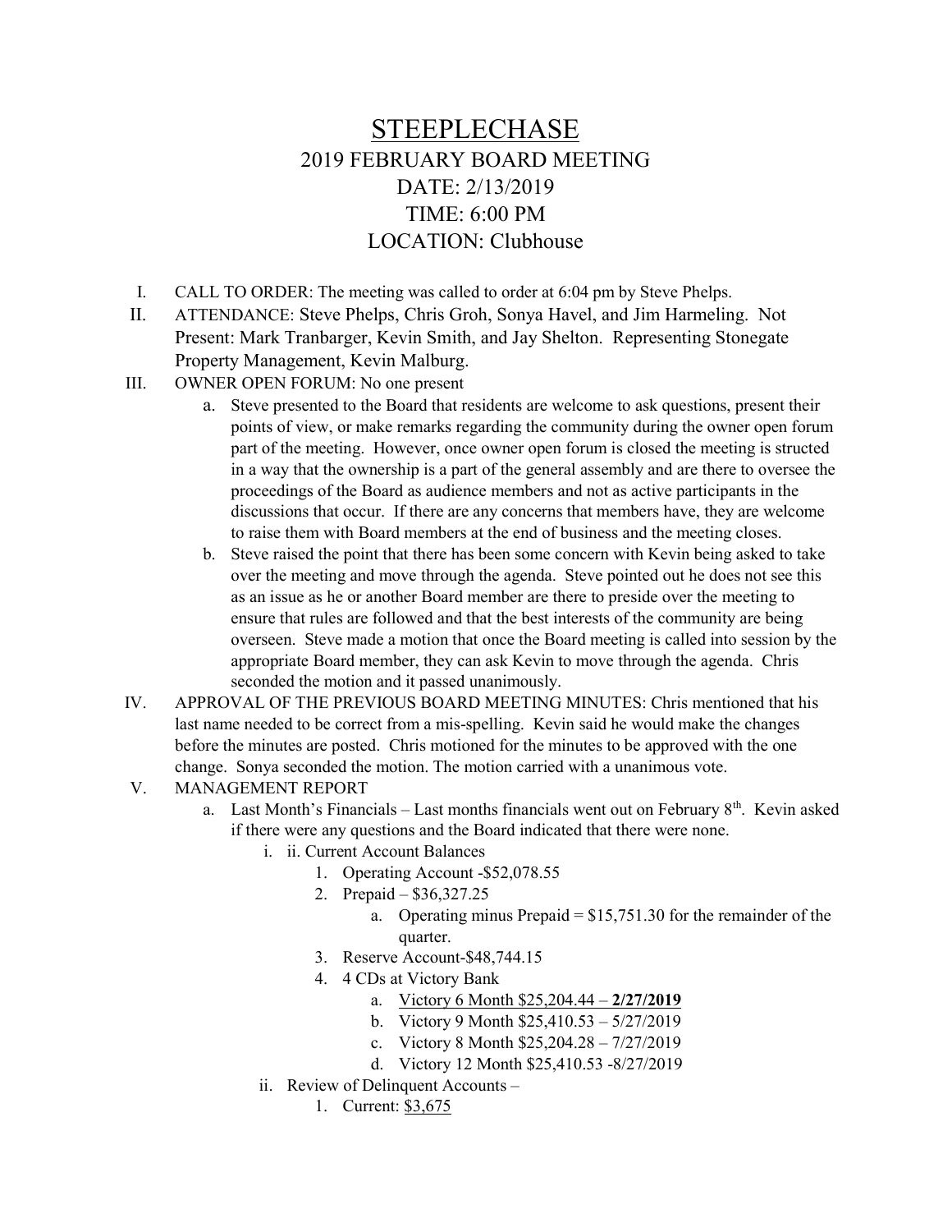# STEEPLECHASE

## 2019 FEBRUARY BOARD MEETING

## DATE: 2/13/2019

## TIME: 6:00 PM

## LOCATION: Clubhouse

I. CALL TO ORDER: The meeting was called to order at 6:04 pm by Steve Phelps.

II. ATTENDANCE: Steve Phelps, Chris Groh, Sonya Havel, and Jim Harmeling. Not Present: Mark Tranbarger, Kevin Smith, and Jay Shelton. Representing Stonegate Property Management, Kevin Malburg.

III. OWNER OPEN FORUM: No one present

   a. Steve presented to the Board that residents are welcome to ask questions, present their points of view, or make remarks regarding the community during the owner open forum part of the meeting. However, once owner open forum is closed the meeting is structed in a way that the ownership is a part of the general assembly and are there to oversee the proceedings of the Board as audience members and not as active participants in the discussions that occur. If there are any concerns that members have, they are welcome to raise them with Board members at the end of business and the meeting closes.

   b. Steve raised the point that there has been some concern with Kevin being asked to take over the meeting and move through the agenda. Steve pointed out he does not see this as an issue as he or another Board member are there to preside over the meeting to ensure that rules are followed and that the best interests of the community are being overseen. Steve made a motion that once the Board meeting is called into session by the appropriate Board member, they can ask Kevin to move through the agenda. Chris seconded the motion and it passed unanimously.

IV. APPROVAL OF THE PREVIOUS BOARD MEETING MINUTES: Chris mentioned that his last name needed to be correct from a mis-spelling. Kevin said he would make the changes before the minutes are posted. Chris motioned for the minutes to be approved with the one change. Sonya seconded the motion. The motion carried with a unanimous vote.

V. MANAGEMENT REPORT

   a. Last Month's Financials – Last months financials went out on February 8th. Kevin asked if there were any questions and the Board indicated that there were none.

      i. ii. Current Account Balances

         1. Operating Account -$52,078.55
         2. Prepaid – $36,327.25
            a. Operating minus Prepaid = $15,751.30 for the remainder of the quarter.
         3. Reserve Account-$48,744.15
         4. 4 CDs at Victory Bank
            a. <u>Victory 6 Month $25,204.44 – **2/27/2019**</u>
            b. Victory 9 Month $25,410.53 – 5/27/2019
            c. Victory 8 Month $25,204.28 – 7/27/2019
            d. Victory 12 Month $25,410.53 -8/27/2019

      ii. Review of Delinquent Accounts –

         1. Current: <u>$3,675</u>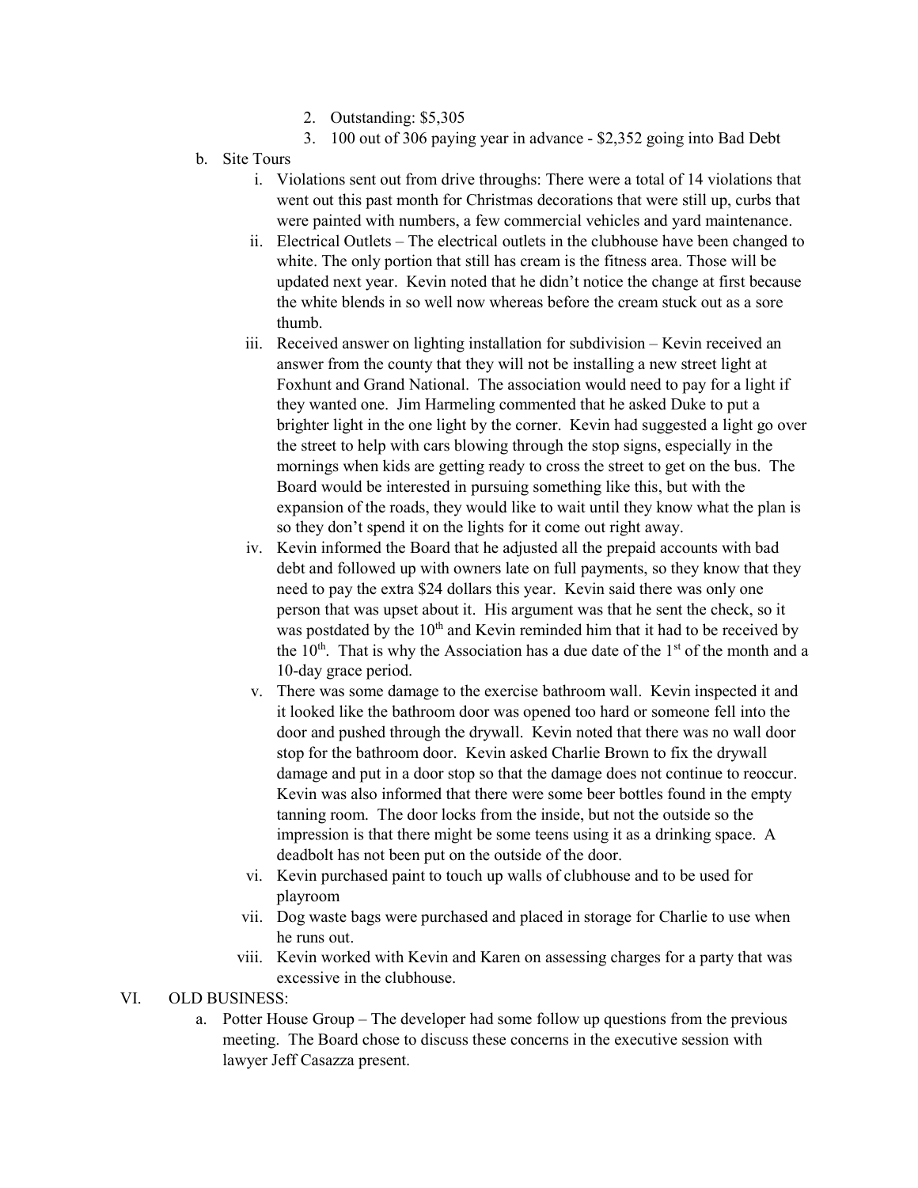2. Outstanding: $5,305
        3. 100 out of 306 paying year in advance - $2,352 going into Bad Debt
   - b. Site Tours
     - i. Violations sent out from drive throughs: There were a total of 14 violations that went out this past month for Christmas decorations that were still up, curbs that were painted with numbers, a few commercial vehicles and yard maintenance.
     - ii. Electrical Outlets – The electrical outlets in the clubhouse have been changed to white. The only portion that still has cream is the fitness area. Those will be updated next year. Kevin noted that he didn't notice the change at first because the white blends in so well now whereas before the cream stuck out as a sore thumb.
     - iii. Received answer on lighting installation for subdivision – Kevin received an answer from the county that they will not be installing a new street light at Foxhunt and Grand National. The association would need to pay for a light if they wanted one. Jim Harmeling commented that he asked Duke to put a brighter light in the one light by the corner. Kevin had suggested a light go over the street to help with cars blowing through the stop signs, especially in the mornings when kids are getting ready to cross the street to get on the bus. The Board would be interested in pursuing something like this, but with the expansion of the roads, they would like to wait until they know what the plan is so they don't spend it on the lights for it come out right away.
     - iv. Kevin informed the Board that he adjusted all the prepaid accounts with bad debt and followed up with owners late on full payments, so they know that they need to pay the extra $24 dollars this year. Kevin said there was only one person that was upset about it. His argument was that he sent the check, so it was postdated by the 10th and Kevin reminded him that it had to be received by the 10th. That is why the Association has a due date of the 1st of the month and a 10-day grace period.
     - v. There was some damage to the exercise bathroom wall. Kevin inspected it and it looked like the bathroom door was opened too hard or someone fell into the door and pushed through the drywall. Kevin noted that there was no wall door stop for the bathroom door. Kevin asked Charlie Brown to fix the drywall damage and put in a door stop so that the damage does not continue to reoccur. Kevin was also informed that there were some beer bottles found in the empty tanning room. The door locks from the inside, but not the outside so the impression is that there might be some teens using it as a drinking space. A deadbolt has not been put on the outside of the door.
     - vi. Kevin purchased paint to touch up walls of clubhouse and to be used for playroom
     - vii. Dog waste bags were purchased and placed in storage for Charlie to use when he runs out.
     - viii. Kevin worked with Kevin and Karen on assessing charges for a party that was excessive in the clubhouse.

VI. OLD BUSINESS:

   - a. Potter House Group – The developer had some follow up questions from the previous meeting. The Board chose to discuss these concerns in the executive session with lawyer Jeff Casazza present.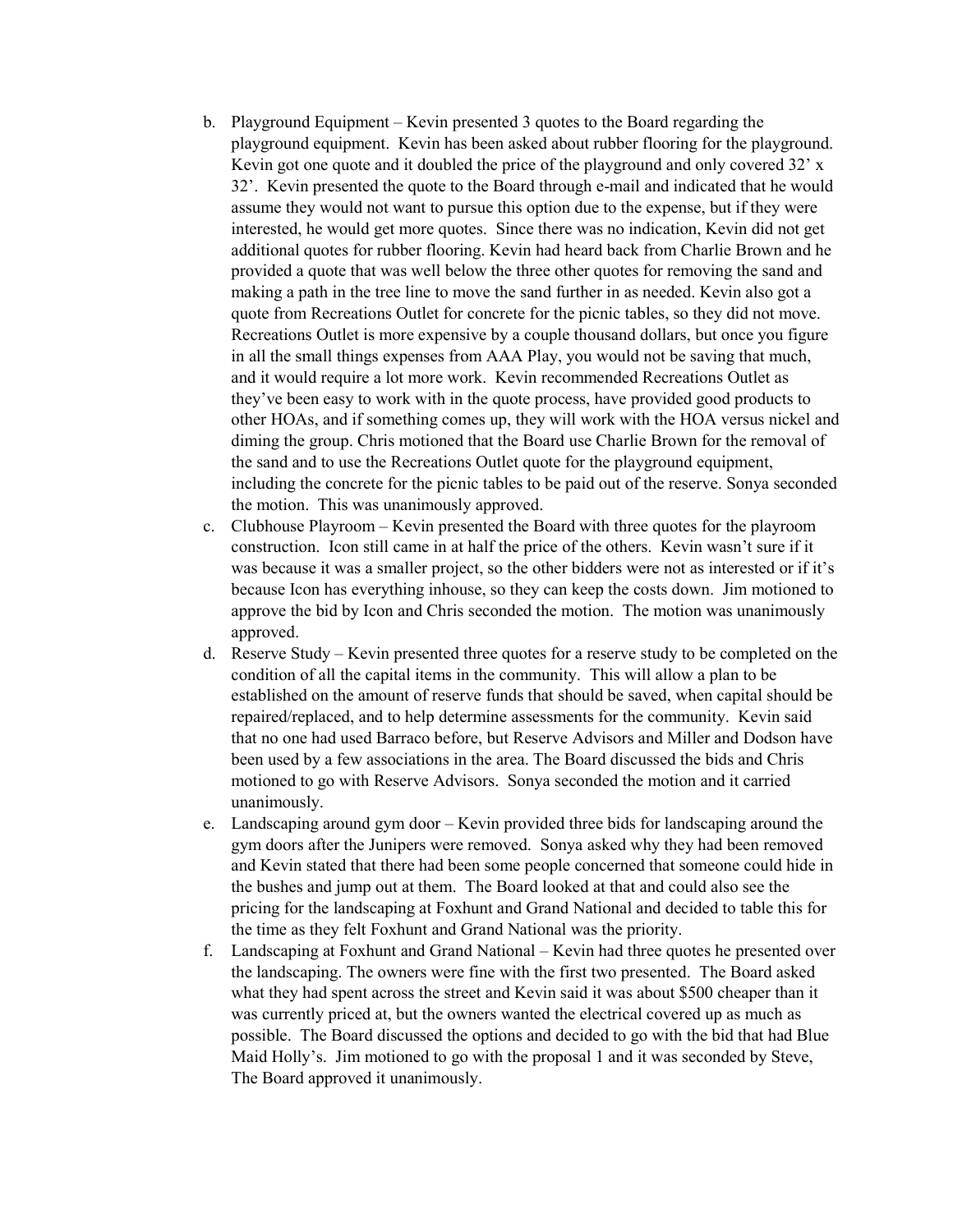b. Playground Equipment – Kevin presented 3 quotes to the Board regarding the playground equipment. Kevin has been asked about rubber flooring for the playground. Kevin got one quote and it doubled the price of the playground and only covered 32' x 32'. Kevin presented the quote to the Board through e-mail and indicated that he would assume they would not want to pursue this option due to the expense, but if they were interested, he would get more quotes. Since there was no indication, Kevin did not get additional quotes for rubber flooring. Kevin had heard back from Charlie Brown and he provided a quote that was well below the three other quotes for removing the sand and making a path in the tree line to move the sand further in as needed. Kevin also got a quote from Recreations Outlet for concrete for the picnic tables, so they did not move. Recreations Outlet is more expensive by a couple thousand dollars, but once you figure in all the small things expenses from AAA Play, you would not be saving that much, and it would require a lot more work. Kevin recommended Recreations Outlet as they've been easy to work with in the quote process, have provided good products to other HOAs, and if something comes up, they will work with the HOA versus nickel and diming the group. Chris motioned that the Board use Charlie Brown for the removal of the sand and to use the Recreations Outlet quote for the playground equipment, including the concrete for the picnic tables to be paid out of the reserve. Sonya seconded the motion. This was unanimously approved.

c. Clubhouse Playroom – Kevin presented the Board with three quotes for the playroom construction. Icon still came in at half the price of the others. Kevin wasn't sure if it was because it was a smaller project, so the other bidders were not as interested or if it's because Icon has everything inhouse, so they can keep the costs down. Jim motioned to approve the bid by Icon and Chris seconded the motion. The motion was unanimously approved.

d. Reserve Study – Kevin presented three quotes for a reserve study to be completed on the condition of all the capital items in the community. This will allow a plan to be established on the amount of reserve funds that should be saved, when capital should be repaired/replaced, and to help determine assessments for the community. Kevin said that no one had used Barraco before, but Reserve Advisors and Miller and Dodson have been used by a few associations in the area. The Board discussed the bids and Chris motioned to go with Reserve Advisors. Sonya seconded the motion and it carried unanimously.

e. Landscaping around gym door – Kevin provided three bids for landscaping around the gym doors after the Junipers were removed. Sonya asked why they had been removed and Kevin stated that there had been some people concerned that someone could hide in the bushes and jump out at them. The Board looked at that and could also see the pricing for the landscaping at Foxhunt and Grand National and decided to table this for the time as they felt Foxhunt and Grand National was the priority.

f. Landscaping at Foxhunt and Grand National – Kevin had three quotes he presented over the landscaping. The owners were fine with the first two presented. The Board asked what they had spent across the street and Kevin said it was about $500 cheaper than it was currently priced at, but the owners wanted the electrical covered up as much as possible. The Board discussed the options and decided to go with the bid that had Blue Maid Holly's. Jim motioned to go with the proposal 1 and it was seconded by Steve, The Board approved it unanimously.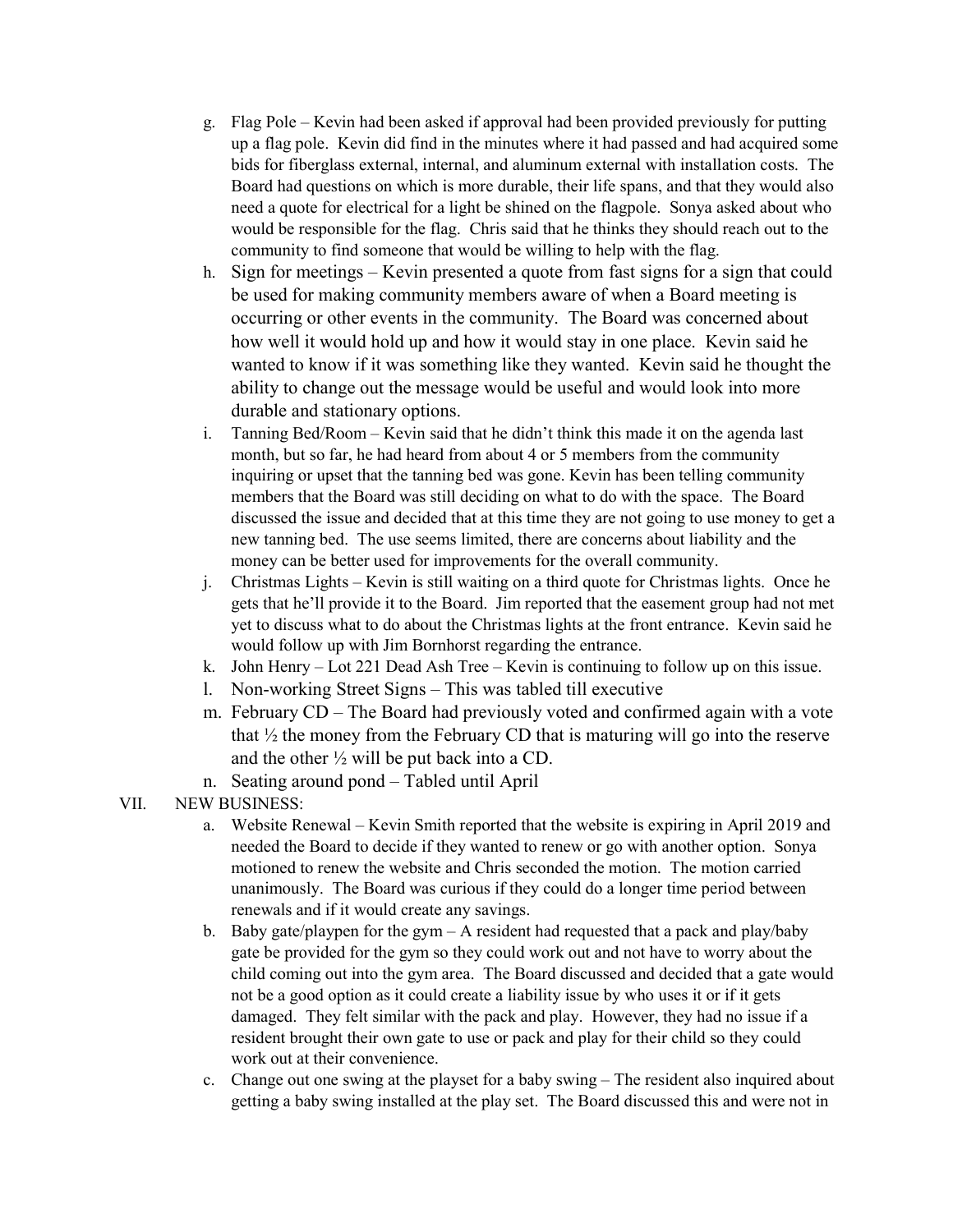g. Flag Pole – Kevin had been asked if approval had been provided previously for putting up a flag pole. Kevin did find in the minutes where it had passed and had acquired some bids for fiberglass external, internal, and aluminum external with installation costs. The Board had questions on which is more durable, their life spans, and that they would also need a quote for electrical for a light be shined on the flagpole. Sonya asked about who would be responsible for the flag. Chris said that he thinks they should reach out to the community to find someone that would be willing to help with the flag.

h. Sign for meetings – Kevin presented a quote from fast signs for a sign that could be used for making community members aware of when a Board meeting is occurring or other events in the community. The Board was concerned about how well it would hold up and how it would stay in one place. Kevin said he wanted to know if it was something like they wanted. Kevin said he thought the ability to change out the message would be useful and would look into more durable and stationary options.

i. Tanning Bed/Room – Kevin said that he didn't think this made it on the agenda last month, but so far, he had heard from about 4 or 5 members from the community inquiring or upset that the tanning bed was gone. Kevin has been telling community members that the Board was still deciding on what to do with the space. The Board discussed the issue and decided that at this time they are not going to use money to get a new tanning bed. The use seems limited, there are concerns about liability and the money can be better used for improvements for the overall community.

j. Christmas Lights – Kevin is still waiting on a third quote for Christmas lights. Once he gets that he'll provide it to the Board. Jim reported that the easement group had not met yet to discuss what to do about the Christmas lights at the front entrance. Kevin said he would follow up with Jim Bornhorst regarding the entrance.

k. John Henry – Lot 221 Dead Ash Tree – Kevin is continuing to follow up on this issue.

l. Non-working Street Signs – This was tabled till executive

m. February CD – The Board had previously voted and confirmed again with a vote that ½ the money from the February CD that is maturing will go into the reserve and the other ½ will be put back into a CD.

n. Seating around pond – Tabled until April

VII. NEW BUSINESS:

a. Website Renewal – Kevin Smith reported that the website is expiring in April 2019 and needed the Board to decide if they wanted to renew or go with another option. Sonya motioned to renew the website and Chris seconded the motion. The motion carried unanimously. The Board was curious if they could do a longer time period between renewals and if it would create any savings.

b. Baby gate/playpen for the gym – A resident had requested that a pack and play/baby gate be provided for the gym so they could work out and not have to worry about the child coming out into the gym area. The Board discussed and decided that a gate would not be a good option as it could create a liability issue by who uses it or if it gets damaged. They felt similar with the pack and play. However, they had no issue if a resident brought their own gate to use or pack and play for their child so they could work out at their convenience.

c. Change out one swing at the playset for a baby swing – The resident also inquired about getting a baby swing installed at the play set. The Board discussed this and were not in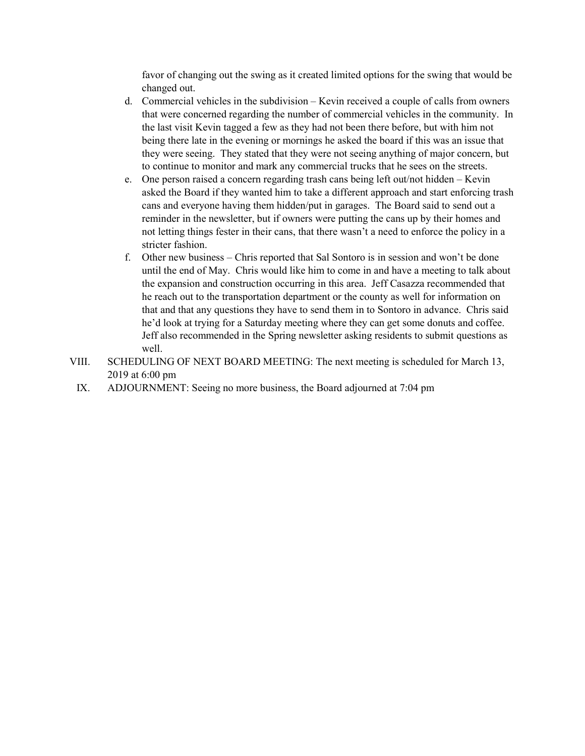favor of changing out the swing as it created limited options for the swing that would be changed out.

d. Commercial vehicles in the subdivision – Kevin received a couple of calls from owners that were concerned regarding the number of commercial vehicles in the community. In the last visit Kevin tagged a few as they had not been there before, but with him not being there late in the evening or mornings he asked the board if this was an issue that they were seeing. They stated that they were not seeing anything of major concern, but to continue to monitor and mark any commercial trucks that he sees on the streets.

e. One person raised a concern regarding trash cans being left out/not hidden – Kevin asked the Board if they wanted him to take a different approach and start enforcing trash cans and everyone having them hidden/put in garages. The Board said to send out a reminder in the newsletter, but if owners were putting the cans up by their homes and not letting things fester in their cans, that there wasn't a need to enforce the policy in a stricter fashion.

f. Other new business – Chris reported that Sal Sontoro is in session and won't be done until the end of May. Chris would like him to come in and have a meeting to talk about the expansion and construction occurring in this area. Jeff Casazza recommended that he reach out to the transportation department or the county as well for information on that and that any questions they have to send them in to Sontoro in advance. Chris said he'd look at trying for a Saturday meeting where they can get some donuts and coffee. Jeff also recommended in the Spring newsletter asking residents to submit questions as well.

VIII. SCHEDULING OF NEXT BOARD MEETING: The next meeting is scheduled for March 13, 2019 at 6:00 pm

IX. ADJOURNMENT: Seeing no more business, the Board adjourned at 7:04 pm